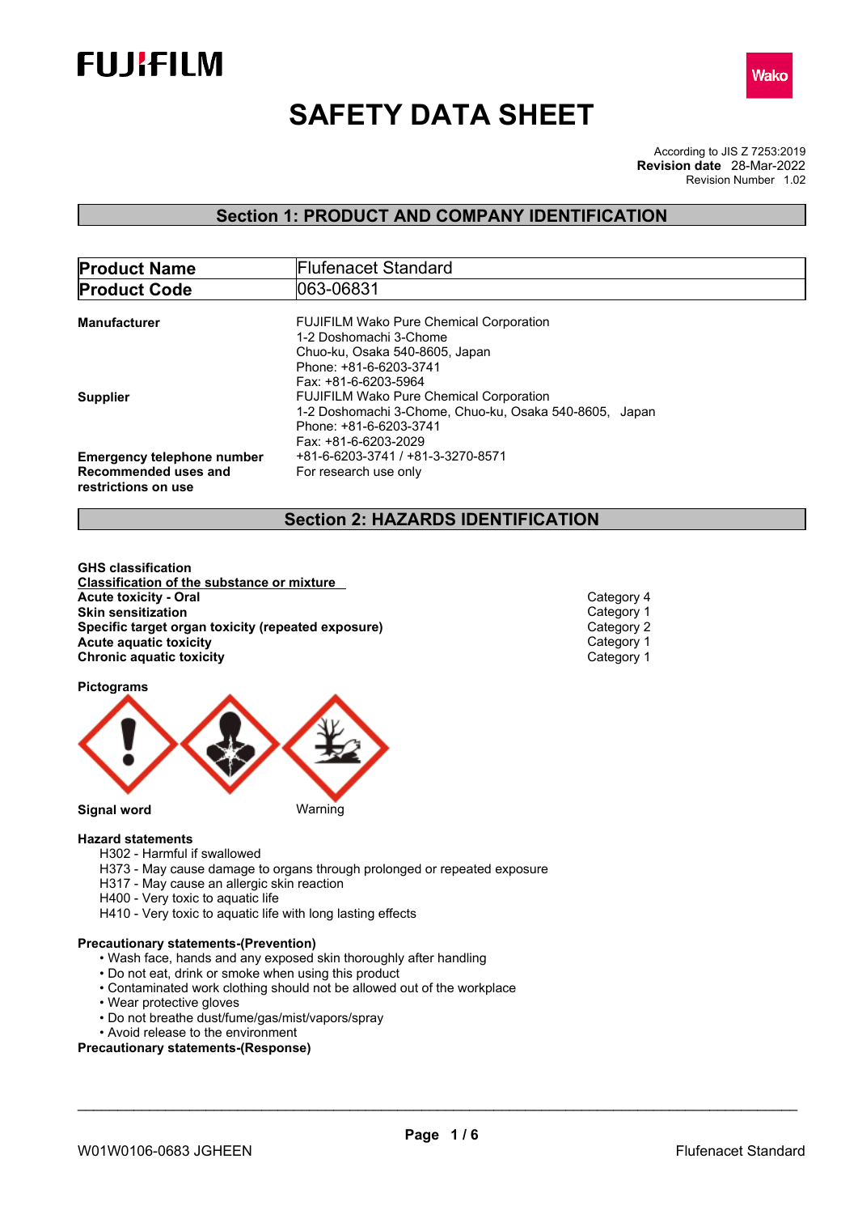# SAFETY DATA SHEET

According to JIS Z 7253:2019
**Revision date** 28-Mar-2022
Revision Number 1.02

## Section 1: PRODUCT AND COMPANY IDENTIFICATION

| **Product Name** | Flufenacet Standard |
|---|---|
| **Product Code** | 063-06831 |

**Manufacturer**
FUJIFILM Wako Pure Chemical Corporation
1-2 Doshomachi 3-Chome
Chuo-ku, Osaka 540-8605, Japan
Phone: +81-6-6203-3741
Fax: +81-6-6203-5964

**Supplier**
FUJIFILM Wako Pure Chemical Corporation
1-2 Doshomachi 3-Chome, Chuo-ku, Osaka 540-8605, Japan
Phone: +81-6-6203-3741
Fax: +81-6-6203-2029

**Emergency telephone number** +81-6-6203-3741 / +81-3-3270-8571

**Recommended uses and restrictions on use** For research use only

## Section 2: HAZARDS IDENTIFICATION

**GHS classification**

**Classification of the substance or mixture**

| | |
|---|---|
| **Acute toxicity - Oral** | Category 4 |
| **Skin sensitization** | Category 1 |
| **Specific target organ toxicity (repeated exposure)** | Category 2 |
| **Acute aquatic toxicity** | Category 1 |
| **Chronic aquatic toxicity** | Category 1 |

**Pictograms**

**Signal word** Warning

**Hazard statements**
- H302 - Harmful if swallowed
- H373 - May cause damage to organs through prolonged or repeated exposure
- H317 - May cause an allergic skin reaction
- H400 - Very toxic to aquatic life
- H410 - Very toxic to aquatic life with long lasting effects

**Precautionary statements-(Prevention)**
- Wash face, hands and any exposed skin thoroughly after handling
- Do not eat, drink or smoke when using this product
- Contaminated work clothing should not be allowed out of the workplace
- Wear protective gloves
- Do not breathe dust/fume/gas/mist/vapors/spray
- Avoid release to the environment

**Precautionary statements-(Response)**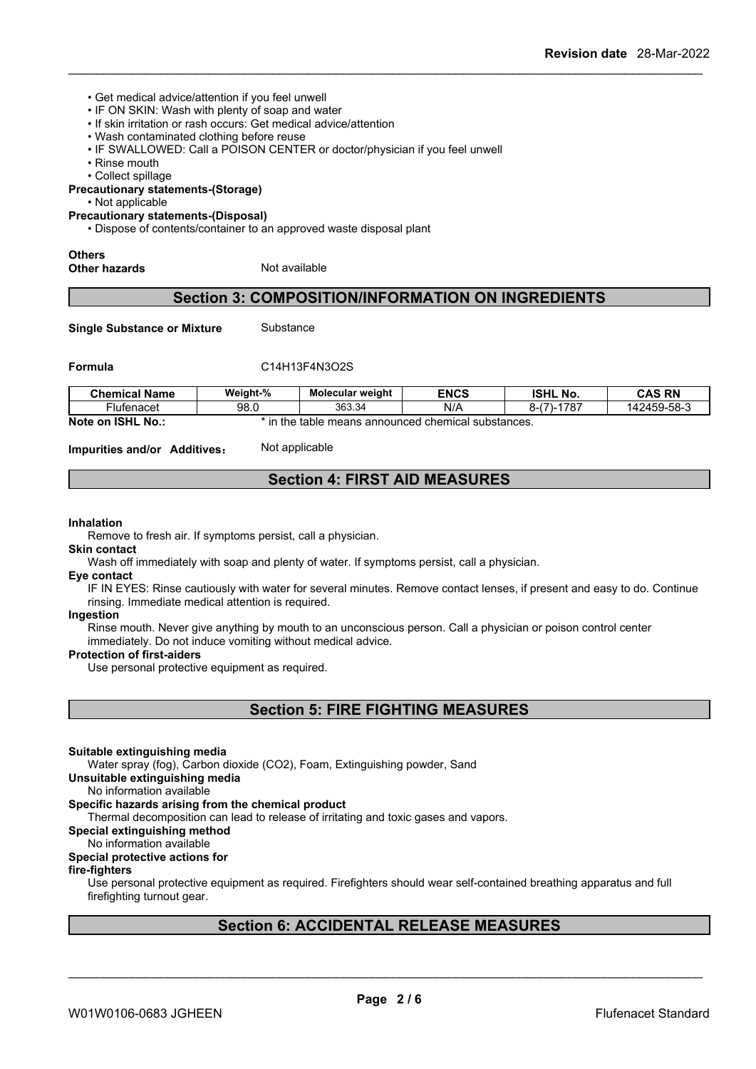- Get medical advice/attention if you feel unwell
- IF ON SKIN: Wash with plenty of soap and water
- If skin irritation or rash occurs: Get medical advice/attention
- Wash contaminated clothing before reuse
- IF SWALLOWED: Call a POISON CENTER or doctor/physician if you feel unwell
- Rinse mouth
- Collect spillage

**Precautionary statements-(Storage)**

- Not applicable

**Precautionary statements-(Disposal)**

- Dispose of contents/container to an approved waste disposal plant

**Others**

**Other hazards** Not available

## Section 3: COMPOSITION/INFORMATION ON INGREDIENTS

**Single Substance or Mixture** Substance

**Formula** C14H13F4N3O2S

| Chemical Name | Weight-% | Molecular weight | ENCS | ISHL No. | CAS RN |
|---|---|---|---|---|---|
| Flufenacet | 98.0 | 363.34 | N/A | 8-(7)-1787 | 142459-58-3 |

**Note on ISHL No.:** * in the table means announced chemical substances.

**Impurities and/or Additives:** Not applicable

## Section 4: FIRST AID MEASURES

**Inhalation**

Remove to fresh air. If symptoms persist, call a physician.

**Skin contact**

Wash off immediately with soap and plenty of water. If symptoms persist, call a physician.

**Eye contact**

IF IN EYES: Rinse cautiously with water for several minutes. Remove contact lenses, if present and easy to do. Continue rinsing. Immediate medical attention is required.

**Ingestion**

Rinse mouth. Never give anything by mouth to an unconscious person. Call a physician or poison control center immediately. Do not induce vomiting without medical advice.

**Protection of first-aiders**

Use personal protective equipment as required.

## Section 5: FIRE FIGHTING MEASURES

**Suitable extinguishing media**

Water spray (fog), Carbon dioxide ($CO_2$), Foam, Extinguishing powder, Sand

**Unsuitable extinguishing media**

No information available

**Specific hazards arising from the chemical product**

Thermal decomposition can lead to release of irritating and toxic gases and vapors.

**Special extinguishing method**

No information available

**Special protective actions for fire-fighters**

Use personal protective equipment as required. Firefighters should wear self-contained breathing apparatus and full firefighting turnout gear.

## Section 6: ACCIDENTAL RELEASE MEASURES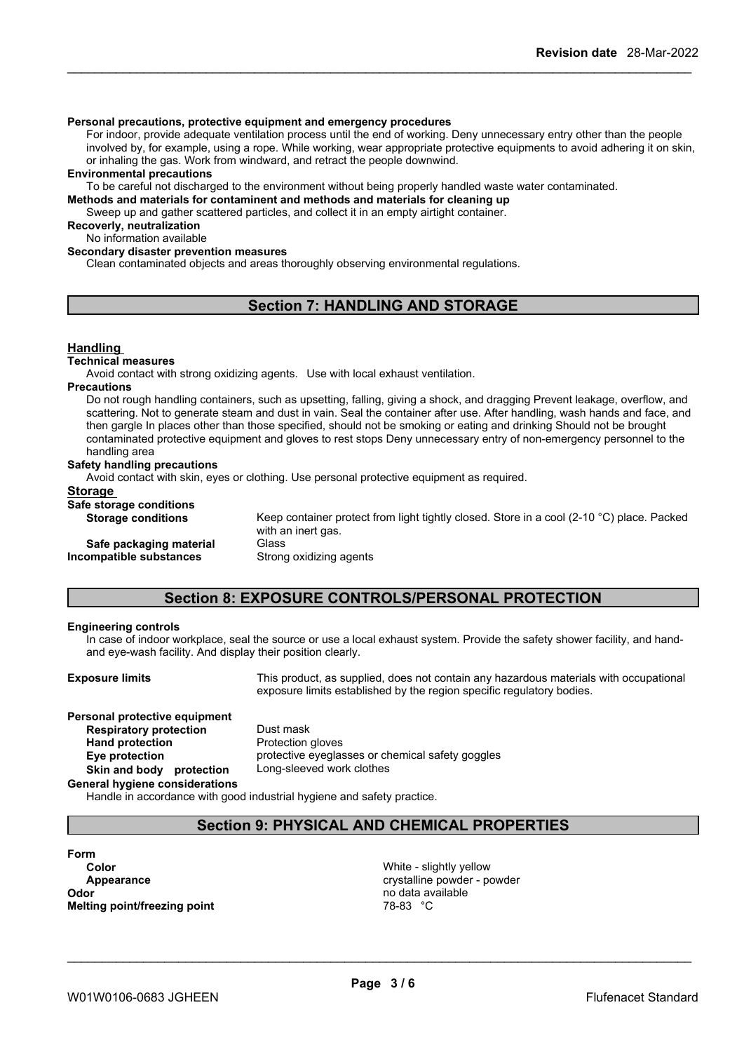**Personal precautions, protective equipment and emergency procedures**

For indoor, provide adequate ventilation process until the end of working. Deny unnecessary entry other than the people involved by, for example, using a rope. While working, wear appropriate protective equipments to avoid adhering it on skin, or inhaling the gas. Work from windward, and retract the people downwind.

**Environmental precautions**

To be careful not discharged to the environment without being properly handled waste water contaminated.

**Methods and materials for contaminent and methods and materials for cleaning up**

Sweep up and gather scattered particles, and collect it in an empty airtight container.

**Recoverly, neutralization**

No information available

**Secondary disaster prevention measures**

Clean contaminated objects and areas thoroughly observing environmental regulations.

## Section 7: HANDLING AND STORAGE

### Handling

**Technical measures**

Avoid contact with strong oxidizing agents. Use with local exhaust ventilation.

**Precautions**

Do not rough handling containers, such as upsetting, falling, giving a shock, and dragging Prevent leakage, overflow, and scattering. Not to generate steam and dust in vain. Seal the container after use. After handling, wash hands and face, and then gargle In places other than those specified, should not be smoking or eating and drinking Should not be brought contaminated protective equipment and gloves to rest stops Deny unnecessary entry of non-emergency personnel to the handling area

**Safety handling precautions**

Avoid contact with skin, eyes or clothing. Use personal protective equipment as required.

### Storage

**Safe storage conditions**

| | |
|---|---|
| **Storage conditions** | Keep container protect from light tightly closed. Store in a cool (2-10 °C) place. Packed with an inert gas. |
| **Safe packaging material** | Glass |
| **Incompatible substances** | Strong oxidizing agents |

## Section 8: EXPOSURE CONTROLS/PERSONAL PROTECTION

**Engineering controls**

In case of indoor workplace, seal the source or use a local exhaust system. Provide the safety shower facility, and hand- and eye-wash facility. And display their position clearly.

| | |
|---|---|
| **Exposure limits** | This product, as supplied, does not contain any hazardous materials with occupational exposure limits established by the region specific regulatory bodies. |

**Personal protective equipment**

| | |
|---|---|
| **Respiratory protection** | Dust mask |
| **Hand protection** | Protection gloves |
| **Eye protection** | protective eyeglasses or chemical safety goggles |
| **Skin and body protection** | Long-sleeved work clothes |

**General hygiene considerations**

Handle in accordance with good industrial hygiene and safety practice.

## Section 9: PHYSICAL AND CHEMICAL PROPERTIES

**Form**

| | |
|---|---|
| **Color** | White - slightly yellow |
| **Appearance** | crystalline powder - powder |
| **Odor** | no data available |
| **Melting point/freezing point** | 78-83 °C |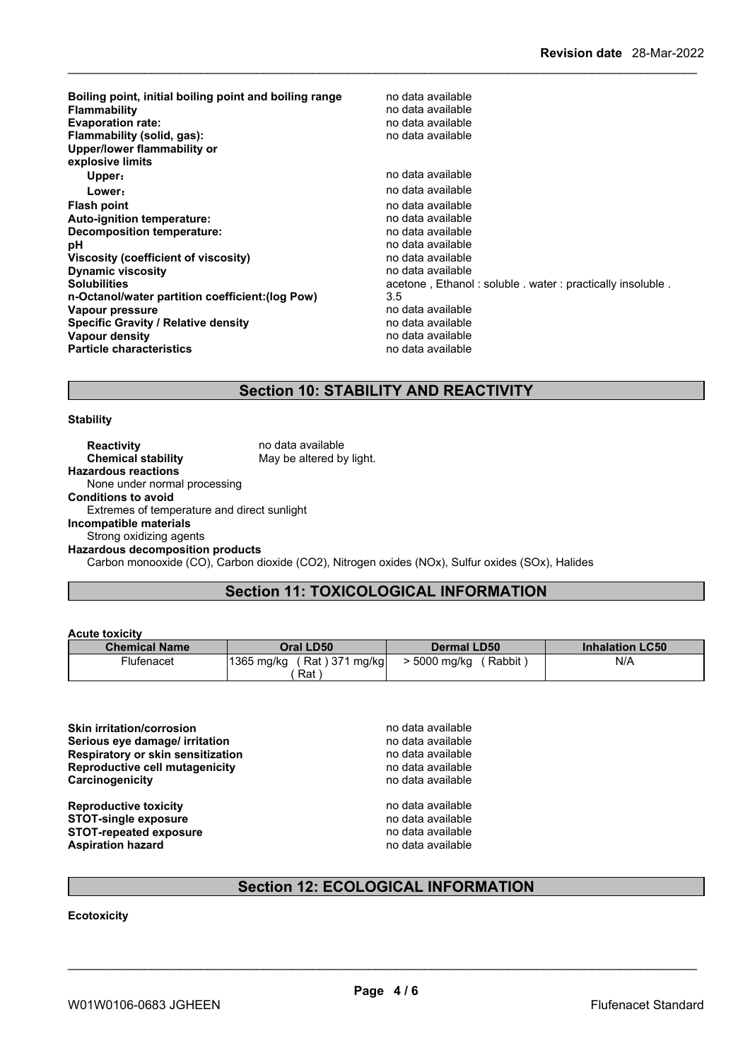| | |
|---|---|
| **Boiling point, initial boiling point and boiling range** | no data available |
| **Flammability** | no data available |
| **Evaporation rate:** | no data available |
| **Flammability (solid, gas):** | no data available |
| **Upper/lower flammability or explosive limits** | |
| **Upper:** | no data available |
| **Lower:** | no data available |
| **Flash point** | no data available |
| **Auto-ignition temperature:** | no data available |
| **Decomposition temperature:** | no data available |
| **pH** | no data available |
| **Viscosity (coefficient of viscosity)** | no data available |
| **Dynamic viscosity** | no data available |
| **Solubilities** | acetone , Ethanol : soluble . water : practically insoluble . |
| **n-Octanol/water partition coefficient:(log Pow)** | 3.5 |
| **Vapour pressure** | no data available |
| **Specific Gravity / Relative density** | no data available |
| **Vapour density** | no data available |
| **Particle characteristics** | no data available |

## Section 10: STABILITY AND REACTIVITY

**Stability**

**Reactivity** no data available
**Chemical stability** May be altered by light.

**Hazardous reactions**
None under normal processing

**Conditions to avoid**
Extremes of temperature and direct sunlight

**Incompatible materials**
Strong oxidizing agents

**Hazardous decomposition products**
Carbon monooxide (CO), Carbon dioxide ($CO_2$), Nitrogen oxides (NOx), Sulfur oxides (SOx), Halides

## Section 11: TOXICOLOGICAL INFORMATION

**Acute toxicity**

| Chemical Name | Oral LD50 | Dermal LD50 | Inhalation LC50 |
|---|---|---|---|
| Flufenacet | 1365 mg/kg ( Rat ) 371 mg/kg ( Rat ) | > 5000 mg/kg ( Rabbit ) | N/A |

| | |
|---|---|
| **Skin irritation/corrosion** | no data available |
| **Serious eye damage/ irritation** | no data available |
| **Respiratory or skin sensitization** | no data available |
| **Reproductive cell mutagenicity** | no data available |
| **Carcinogenicity** | no data available |
| **Reproductive toxicity** | no data available |
| **STOT-single exposure** | no data available |
| **STOT-repeated exposure** | no data available |
| **Aspiration hazard** | no data available |

## Section 12: ECOLOGICAL INFORMATION

**Ecotoxicity**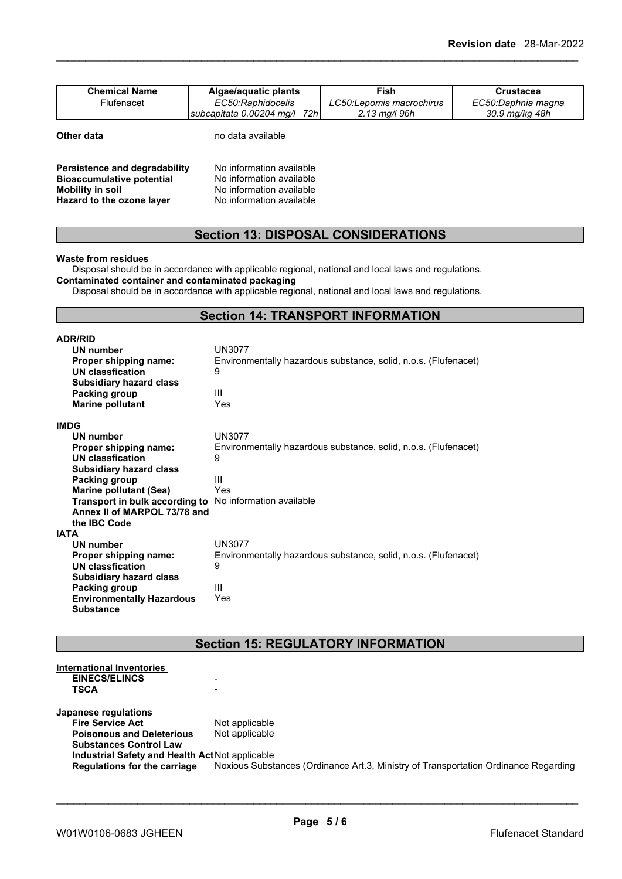| Chemical Name | Algae/aquatic plants | Fish | Crustacea |
|---|---|---|---|
| Flufenacet | *EC50:Raphidocelis subcapitata 0.00204 mg/l 72h* | *LC50:Lepomis macrochirus 2.13 mg/l 96h* | *EC50:Daphnia magna 30.9 mg/kg 48h* |

**Other data** no data available

**Persistence and degradability** No information available
**Bioaccumulative potential** No information available
**Mobility in soil** No information available
**Hazard to the ozone layer** No information available

## Section 13: DISPOSAL CONSIDERATIONS

**Waste from residues**
Disposal should be in accordance with applicable regional, national and local laws and regulations.
**Contaminated container and contaminated packaging**
Disposal should be in accordance with applicable regional, national and local laws and regulations.

## Section 14: TRANSPORT INFORMATION

**ADR/RID**
- **UN number**: UN3077
- **Proper shipping name:**: Environmentally hazardous substance, solid, n.o.s. (Flufenacet)
- **UN classfication**: 9
- **Subsidiary hazard class**:
- **Packing group**: III
- **Marine pollutant**: Yes

**IMDG**
- **UN number**: UN3077
- **Proper shipping name:**: Environmentally hazardous substance, solid, n.o.s. (Flufenacet)
- **UN classfication**: 9
- **Subsidiary hazard class**:
- **Packing group**: III
- **Marine pollutant (Sea)**: Yes
- **Transport in bulk according to Annex II of MARPOL 73/78 and the IBC Code**: No information available

**IATA**
- **UN number**: UN3077
- **Proper shipping name:**: Environmentally hazardous substance, solid, n.o.s. (Flufenacet)
- **UN classfication**: 9
- **Subsidiary hazard class**:
- **Packing group**: III
- **Environmentally Hazardous Substance**: Yes

## Section 15: REGULATORY INFORMATION

**International Inventories**
- **EINECS/ELINCS**: -
- **TSCA**: -

**Japanese regulations**
- **Fire Service Act**: Not applicable
- **Poisonous and Deleterious Substances Control Law**: Not applicable
- **Industrial Safety and Health Act**: Not applicable
- **Regulations for the carriage**: Noxious Substances (Ordinance Art.3, Ministry of Transportation Ordinance Regarding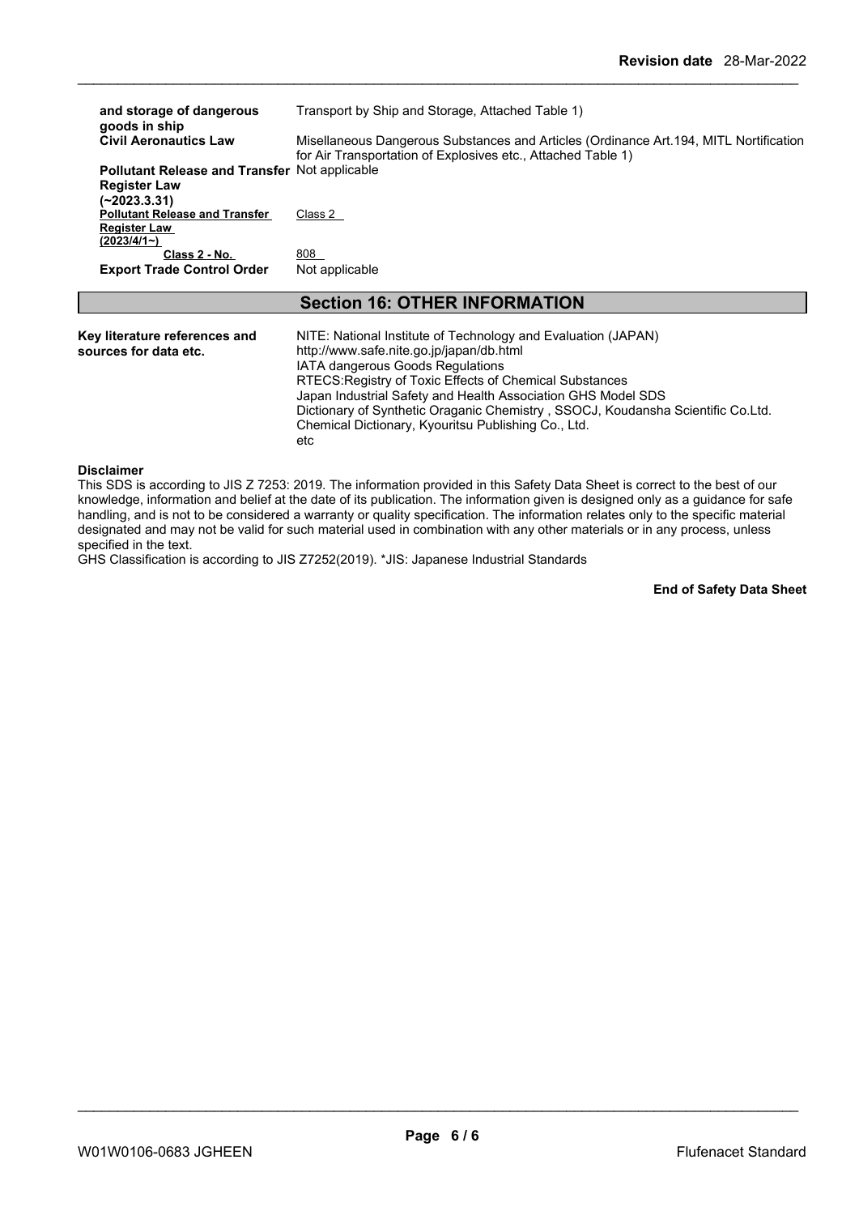| | |
|---|---|
| **and storage of dangerous goods in ship** | Transport by Ship and Storage, Attached Table 1) |
| **Civil Aeronautics Law** | Misellaneous Dangerous Substances and Articles (Ordinance Art.194, MITL Notification for Air Transportation of Explosives etc., Attached Table 1) |
| **Pollutant Release and Transfer Register Law (~2023.3.31)** | Not applicable |
| **Pollutant Release and Transfer Register Law (2023/4/1~)** | Class 2 |
| **Class 2 - No.** | 808 |
| **Export Trade Control Order** | Not applicable |

## Section 16: OTHER INFORMATION

| | |
|---|---|
| **Key literature references and sources for data etc.** | NITE: National Institute of Technology and Evaluation (JAPAN)<br>http://www.safe.nite.go.jp/japan/db.html<br>IATA dangerous Goods Regulations<br>RTECS:Registry of Toxic Effects of Chemical Substances<br>Japan Industrial Safety and Health Association GHS Model SDS<br>Dictionary of Synthetic Oraganic Chemistry , SSOCJ, Koudansha Scientific Co.Ltd.<br>Chemical Dictionary, Kyouritsu Publishing Co., Ltd.<br>etc |

**Disclaimer**

This SDS is according to JIS Z 7253: 2019. The information provided in this Safety Data Sheet is correct to the best of our knowledge, information and belief at the date of its publication. The information given is designed only as a guidance for safe handling, and is not to be considered a warranty or quality specification. The information relates only to the specific material designated and may not be valid for such material used in combination with any other materials or in any process, unless specified in the text.

GHS Classification is according to JIS Z7252(2019). *JIS: Japanese Industrial Standards

**End of Safety Data Sheet**